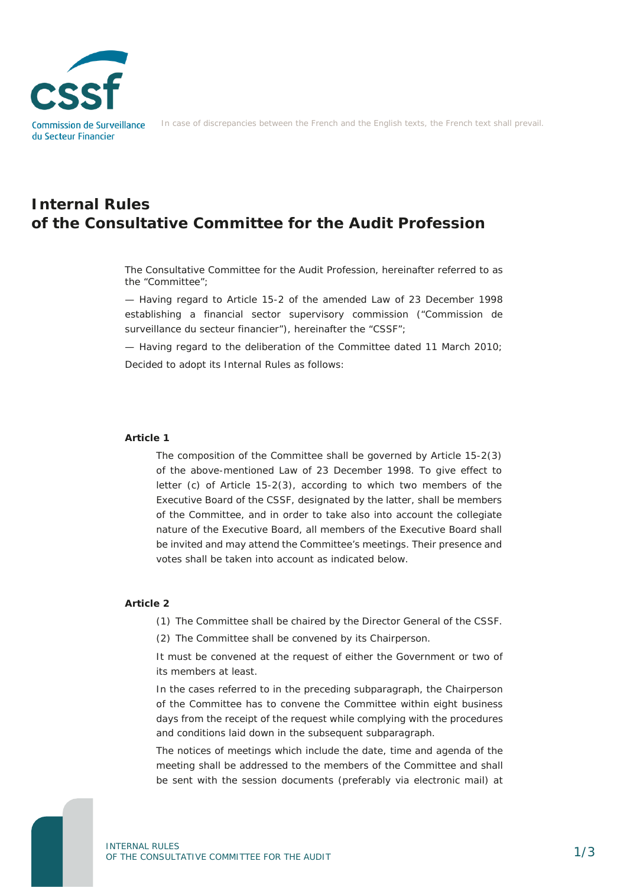In case of discrepancies between the French and the English texts, the French text shall prevail.

# Internal Rules of the Consultative Committee for the Audit Profession

The Consultative Committee for the Audit Profession, hereinafter referred to as the "Committee";

— Having regard to Article 15-2 of the amended Law of 23 December 1998 establishing a financial sector supervisory commission ("Commission de surveillance du secteur financier"), hereinafter the "CSSF";

— Having regard to the deliberation of the Committee dated 11 March 2010;

Decided to adopt its Internal Rules as follows:

**Article 1**

The composition of the Committee shall be governed by Article 15-2(3) of the above-mentioned Law of 23 December 1998. To give effect to letter (c) of Article 15-2(3), according to which two members of the Executive Board of the CSSF, designated by the latter, shall be members of the Committee, and in order to take also into account the collegiate nature of the Executive Board, all members of the Executive Board shall be invited and may attend the Committee's meetings. Their presence and votes shall be taken into account as indicated below.

**Article 2**

(1) The Committee shall be chaired by the Director General of the CSSF.

(2) The Committee shall be convened by its Chairperson.

It must be convened at the request of either the Government or two of its members at least.

In the cases referred to in the preceding subparagraph, the Chairperson of the Committee has to convene the Committee within eight business days from the receipt of the request while complying with the procedures and conditions laid down in the subsequent subparagraph.

The notices of meetings which include the date, time and agenda of the meeting shall be addressed to the members of the Committee and shall be sent with the session documents (preferably via electronic mail) at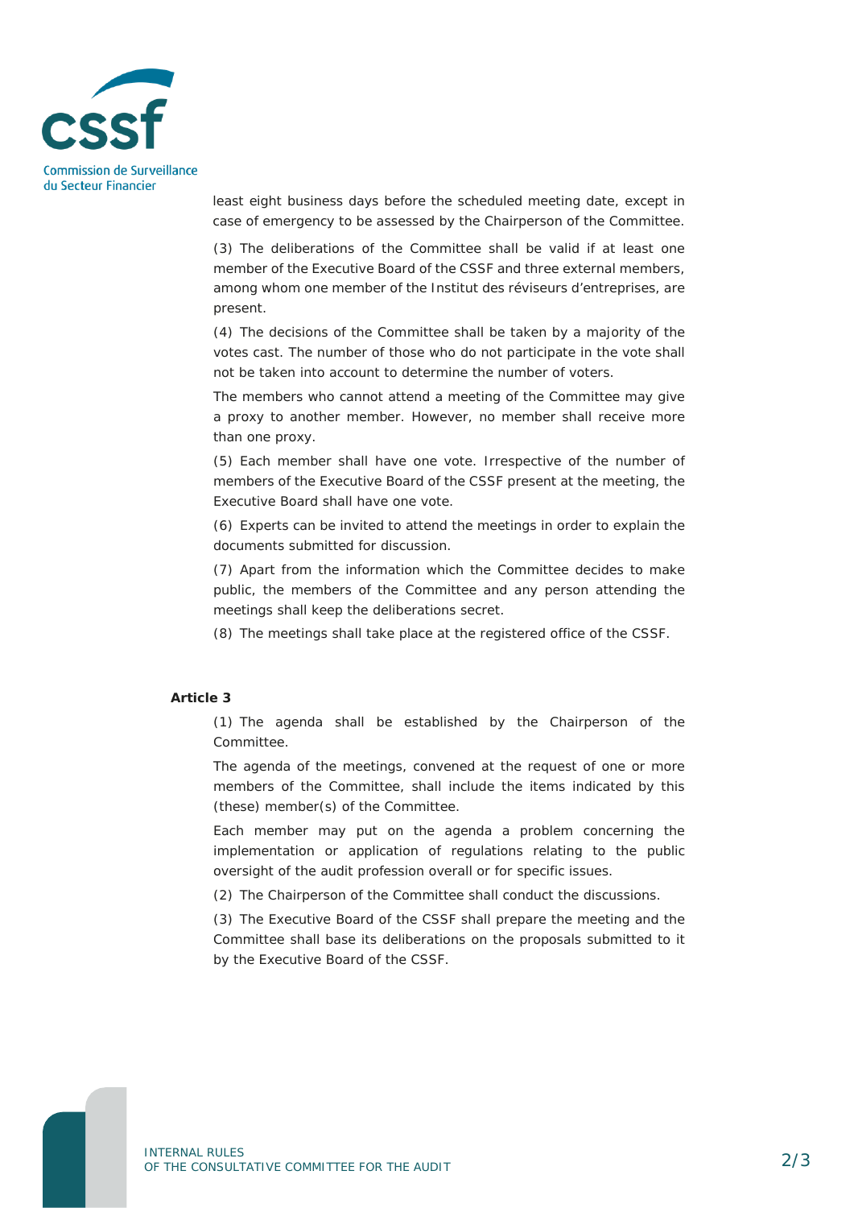least eight business days before the scheduled meeting date, except in case of emergency to be assessed by the Chairperson of the Committee.

(3) The deliberations of the Committee shall be valid if at least one member of the Executive Board of the CSSF and three external members, among whom one member of the Institut des réviseurs d'entreprises, are present.

(4) The decisions of the Committee shall be taken by a majority of the votes cast. The number of those who do not participate in the vote shall not be taken into account to determine the number of voters.

The members who cannot attend a meeting of the Committee may give a proxy to another member. However, no member shall receive more than one proxy.

(5) Each member shall have one vote. Irrespective of the number of members of the Executive Board of the CSSF present at the meeting, the Executive Board shall have one vote.

(6) Experts can be invited to attend the meetings in order to explain the documents submitted for discussion.

(7) Apart from the information which the Committee decides to make public, the members of the Committee and any person attending the meetings shall keep the deliberations secret.

(8) The meetings shall take place at the registered office of the CSSF.

**Article 3**

(1) The agenda shall be established by the Chairperson of the Committee.

The agenda of the meetings, convened at the request of one or more members of the Committee, shall include the items indicated by this (these) member(s) of the Committee.

Each member may put on the agenda a problem concerning the implementation or application of regulations relating to the public oversight of the audit profession overall or for specific issues.

(2) The Chairperson of the Committee shall conduct the discussions.

(3) The Executive Board of the CSSF shall prepare the meeting and the Committee shall base its deliberations on the proposals submitted to it by the Executive Board of the CSSF.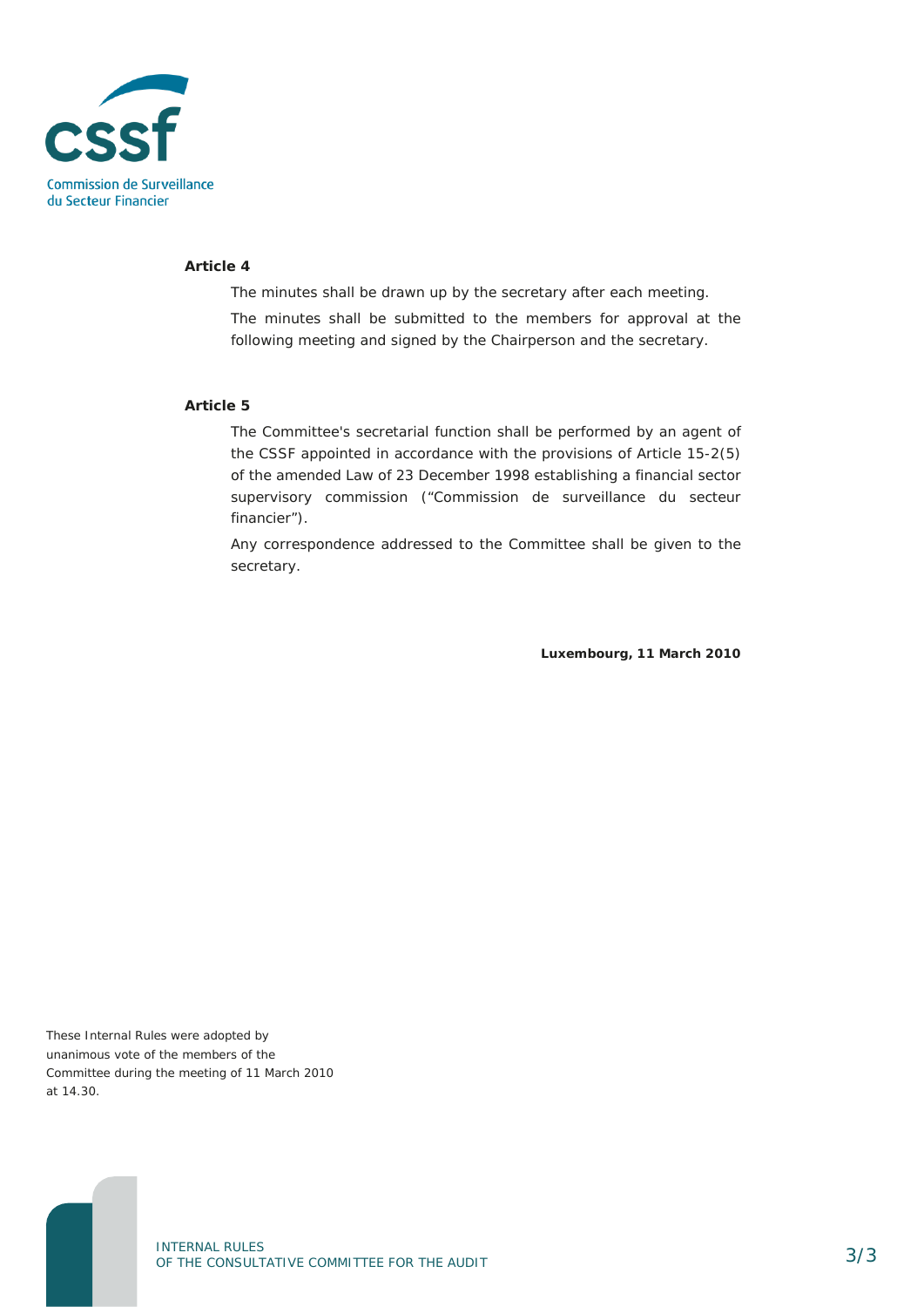**Article 4**

The minutes shall be drawn up by the secretary after each meeting.

The minutes shall be submitted to the members for approval at the following meeting and signed by the Chairperson and the secretary.

**Article 5**

The Committee's secretarial function shall be performed by an agent of the CSSF appointed in accordance with the provisions of Article 15-2(5) of the amended Law of 23 December 1998 establishing a financial sector supervisory commission ("Commission de surveillance du secteur financier").

Any correspondence addressed to the Committee shall be given to the secretary.

**Luxembourg, 11 March 2010**

These Internal Rules were adopted by unanimous vote of the members of the Committee during the meeting of 11 March 2010 at 14.30.